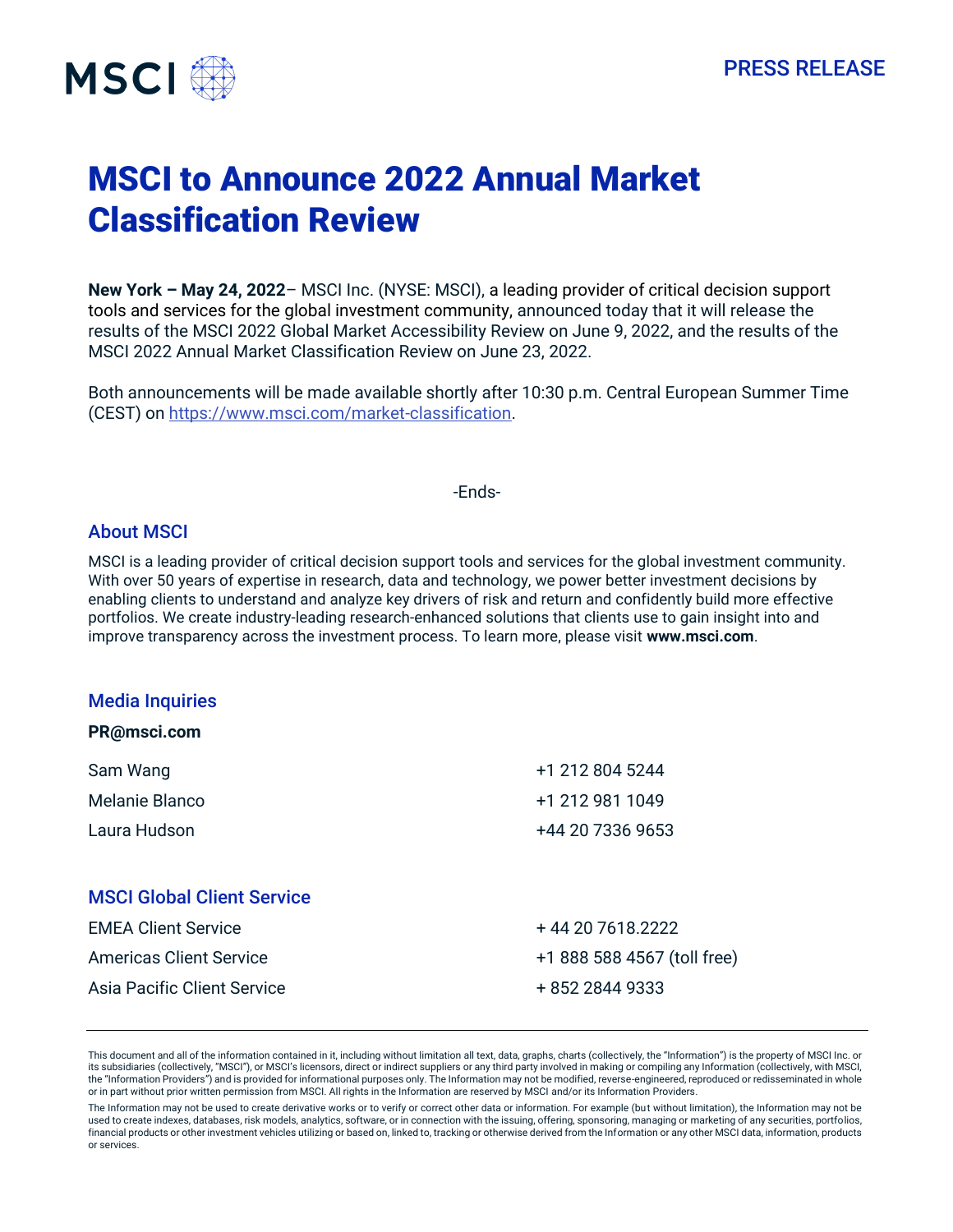PRESS RELEASE

# MSCI to Announce 2022 Annual Market Classification Review

**New York – May 24, 2022**– MSCI Inc. (NYSE: MSCI), a leading provider of critical decision support tools and services for the global investment community, announced today that it will release the results of the MSCI 2022 Global Market Accessibility Review on June 9, 2022, and the results of the MSCI 2022 Annual Market Classification Review on June 23, 2022.

Both announcements will be made available shortly after 10:30 p.m. Central European Summer Time (CEST) on https://www.msci.com/market-classification.

-Ends-

## About MSCI

MSCI is a leading provider of critical decision support tools and services for the global investment community. With over 50 years of expertise in research, data and technology, we power better investment decisions by enabling clients to understand and analyze key drivers of risk and return and confidently build more effective portfolios. We create industry-leading research-enhanced solutions that clients use to gain insight into and improve transparency across the investment process. To learn more, please visit **www.msci.com**.

## Media Inquiries

**PR@msci.com**

| | |
|---|---|
| Sam Wang | +1 212 804 5244 |
| Melanie Blanco | +1 212 981 1049 |
| Laura Hudson | +44 20 7336 9653 |

## MSCI Global Client Service

| | |
|---|---|
| EMEA Client Service | + 44 20 7618.2222 |
| Americas Client Service | +1 888 588 4567 (toll free) |
| Asia Pacific Client Service | + 852 2844 9333 |

This document and all of the information contained in it, including without limitation all text, data, graphs, charts (collectively, the "Information") is the property of MSCI Inc. or its subsidiaries (collectively, "MSCI"), or MSCI's licensors, direct or indirect suppliers or any third party involved in making or compiling any Information (collectively, with MSCI, the "Information Providers") and is provided for informational purposes only. The Information may not be modified, reverse-engineered, reproduced or redisseminated in whole or in part without prior written permission from MSCI. All rights in the Information are reserved by MSCI and/or its Information Providers.

The Information may not be used to create derivative works or to verify or correct other data or information. For example (but without limitation), the Information may not be used to create indexes, databases, risk models, analytics, software, or in connection with the issuing, offering, sponsoring, managing or marketing of any securities, portfolios, financial products or other investment vehicles utilizing or based on, linked to, tracking or otherwise derived from the Information or any other MSCI data, information, products or services.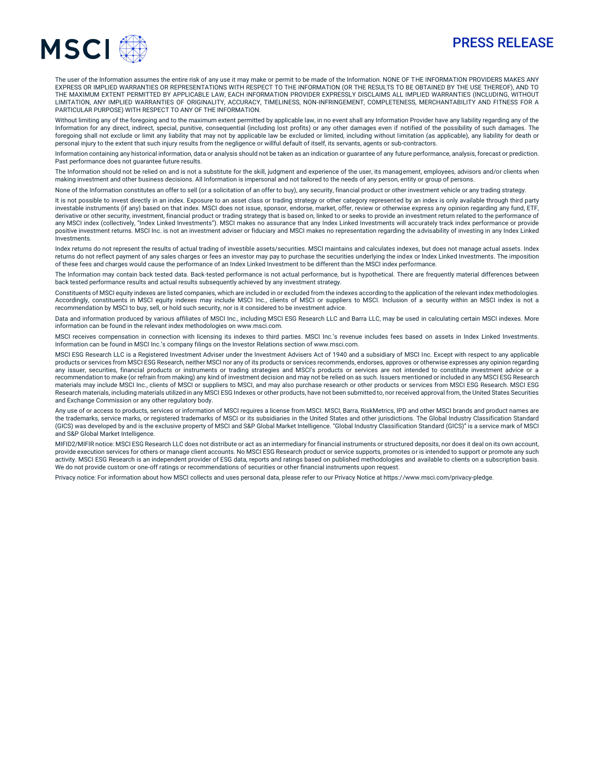The user of the Information assumes the entire risk of any use it may make or permit to be made of the Information. NONE OF THE INFORMATION PROVIDERS MAKES ANY EXPRESS OR IMPLIED WARRANTIES OR REPRESENTATIONS WITH RESPECT TO THE INFORMATION (OR THE RESULTS TO BE OBTAINED BY THE USE THEREOF), AND TO THE MAXIMUM EXTENT PERMITTED BY APPLICABLE LAW, EACH INFORMATION PROVIDER EXPRESSLY DISCLAIMS ALL IMPLIED WARRANTIES (INCLUDING, WITHOUT LIMITATION, ANY IMPLIED WARRANTIES OF ORIGINALITY, ACCURACY, TIMELINESS, NON-INFRINGEMENT, COMPLETENESS, MERCHANTABILITY AND FITNESS FOR A PARTICULAR PURPOSE) WITH RESPECT TO ANY OF THE INFORMATION.

Without limiting any of the foregoing and to the maximum extent permitted by applicable law, in no event shall any Information Provider have any liability regarding any of the Information for any direct, indirect, special, punitive, consequential (including lost profits) or any other damages even if notified of the possibility of such damages. The foregoing shall not exclude or limit any liability that may not by applicable law be excluded or limited, including without limitation (as applicable), any liability for death or personal injury to the extent that such injury results from the negligence or willful default of itself, its servants, agents or sub-contractors.

Information containing any historical information, data or analysis should not be taken as an indication or guarantee of any future performance, analysis, forecast or prediction. Past performance does not guarantee future results.

The Information should not be relied on and is not a substitute for the skill, judgment and experience of the user, its management, employees, advisors and/or clients when making investment and other business decisions. All Information is impersonal and not tailored to the needs of any person, entity or group of persons.

None of the Information constitutes an offer to sell (or a solicitation of an offer to buy), any security, financial product or other investment vehicle or any trading strategy.

It is not possible to invest directly in an index. Exposure to an asset class or trading strategy or other category represented by an index is only available through third party investable instruments (if any) based on that index. MSCI does not issue, sponsor, endorse, market, offer, review or otherwise express any opinion regarding any fund, ETF, derivative or other security, investment, financial product or trading strategy that is based on, linked to or seeks to provide an investment return related to the performance of any MSCI index (collectively, "Index Linked Investments"). MSCI makes no assurance that any Index Linked Investments will accurately track index performance or provide positive investment returns. MSCI Inc. is not an investment adviser or fiduciary and MSCI makes no representation regarding the advisability of investing in any Index Linked Investments.

Index returns do not represent the results of actual trading of investible assets/securities. MSCI maintains and calculates indexes, but does not manage actual assets. Index returns do not reflect payment of any sales charges or fees an investor may pay to purchase the securities underlying the index or Index Linked Investments. The imposition of these fees and charges would cause the performance of an Index Linked Investment to be different than the MSCI index performance.

The Information may contain back tested data. Back-tested performance is not actual performance, but is hypothetical. There are frequently material differences between back tested performance results and actual results subsequently achieved by any investment strategy.

Constituents of MSCI equity indexes are listed companies, which are included in or excluded from the indexes according to the application of the relevant index methodologies. Accordingly, constituents in MSCI equity indexes may include MSCI Inc., clients of MSCI or suppliers to MSCI. Inclusion of a security within an MSCI index is not a recommendation by MSCI to buy, sell, or hold such security, nor is it considered to be investment advice.

Data and information produced by various affiliates of MSCI Inc., including MSCI ESG Research LLC and Barra LLC, may be used in calculating certain MSCI indexes. More information can be found in the relevant index methodologies on www.msci.com.

MSCI receives compensation in connection with licensing its indexes to third parties. MSCI Inc.'s revenue includes fees based on assets in Index Linked Investments. Information can be found in MSCI Inc.'s company filings on the Investor Relations section of www.msci.com.

MSCI ESG Research LLC is a Registered Investment Adviser under the Investment Advisers Act of 1940 and a subsidiary of MSCI Inc. Except with respect to any applicable products or services from MSCI ESG Research, neither MSCI nor any of its products or services recommends, endorses, approves or otherwise expresses any opinion regarding any issuer, securities, financial products or instruments or trading strategies and MSCI's products or services are not intended to constitute investment advice or a recommendation to make (or refrain from making) any kind of investment decision and may not be relied on as such. Issuers mentioned or included in any MSCI ESG Research materials may include MSCI Inc., clients of MSCI or suppliers to MSCI, and may also purchase research or other products or services from MSCI ESG Research. MSCI ESG Research materials, including materials utilized in any MSCI ESG Indexes or other products, have not been submitted to, nor received approval from, the United States Securities and Exchange Commission or any other regulatory body.

Any use of or access to products, services or information of MSCI requires a license from MSCI. MSCI, Barra, RiskMetrics, IPD and other MSCI brands and product names are the trademarks, service marks, or registered trademarks of MSCI or its subsidiaries in the United States and other jurisdictions. The Global Industry Classification Standard (GICS) was developed by and is the exclusive property of MSCI and S&P Global Market Intelligence. "Global Industry Classification Standard (GICS)" is a service mark of MSCI and S&P Global Market Intelligence.

MIFID2/MIFIR notice: MSCI ESG Research LLC does not distribute or act as an intermediary for financial instruments or structured deposits, nor does it deal on its own account, provide execution services for others or manage client accounts. No MSCI ESG Research product or service supports, promotes or is intended to support or promote any such activity. MSCI ESG Research is an independent provider of ESG data, reports and ratings based on published methodologies and available to clients on a subscription basis. We do not provide custom or one-off ratings or recommendations of securities or other financial instruments upon request.

Privacy notice: For information about how MSCI collects and uses personal data, please refer to our Privacy Notice at https://www.msci.com/privacy-pledge.